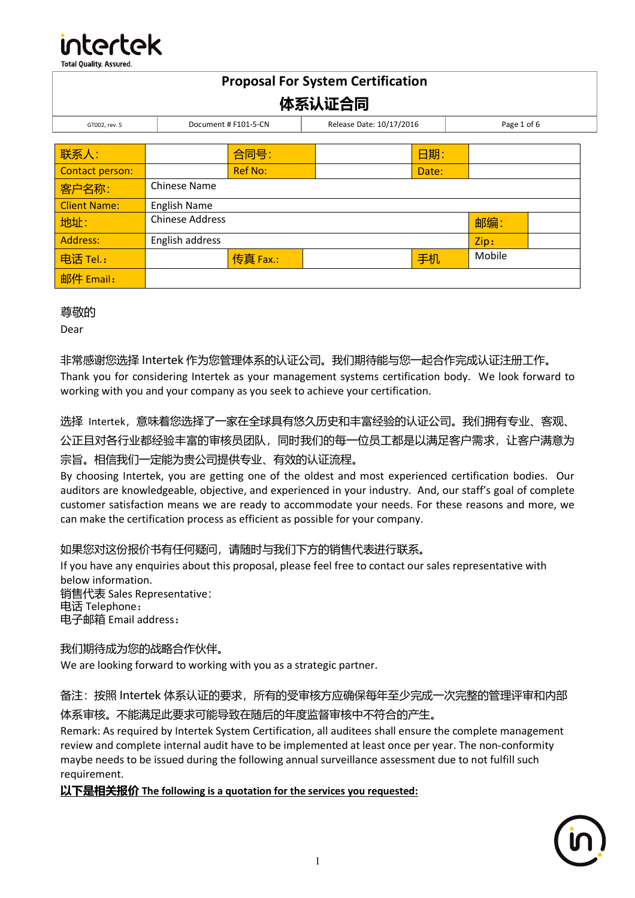# Proposal For System Certification

# 体系认证合同

| GT002, rev. 5 | Document # F101-5-CN | Release Date: 10/17/2016 |
|---|---|---|

| 联系人: | | 合同号: | | 日期: | | |
|---|---|---|---|---|---|---|
| Contact person: | | Ref No: | | Date: | | |
| 客户名称: | Chinese Name | | | | | |
| Client Name: | English Name | | | | | |
| 地址: | Chinese Address | | | | 邮编: | |
| Address: | English address | | | | Zip: | |
| 电话 Tel.: | | 传真 Fax.: | | 手机 | Mobile | |
| 邮件 Email: | | | | | | |

尊敬的

Dear

非常感谢您选择 Intertek 作为您管理体系的认证公司。我们期待能与您一起合作完成认证注册工作。

Thank you for considering Intertek as your management systems certification body. We look forward to working with you and your company as you seek to achieve your certification.

选择 Intertek，意味着您选择了一家在全球具有悠久历史和丰富经验的认证公司。我们拥有专业、客观、公正且对各行业都经验丰富的审核员团队，同时我们的每一位员工都是以满足客户需求，让客户满意为宗旨。相信我们一定能为贵公司提供专业、有效的认证流程。

By choosing Intertek, you are getting one of the oldest and most experienced certification bodies. Our auditors are knowledgeable, objective, and experienced in your industry. And, our staff's goal of complete customer satisfaction means we are ready to accommodate your needs. For these reasons and more, we can make the certification process as efficient as possible for your company.

如果您对这份报价书有任何疑问，请随时与我们下方的销售代表进行联系。

If you have any enquiries about this proposal, please feel free to contact our sales representative with below information.

销售代表 Sales Representative：

电话 Telephone：

电子邮箱 Email address：

我们期待成为您的战略合作伙伴。

We are looking forward to working with you as a strategic partner.

备注：按照 Intertek 体系认证的要求，所有的受审核方应确保每年至少完成一次完整的管理评审和内部体系审核。不能满足此要求可能导致在随后的年度监督审核中不符合的产生。

Remark: As required by Intertek System Certification, all auditees shall ensure the complete management review and complete internal audit have to be implemented at least once per year. The non-conformity maybe needs to be issued during the following annual surveillance assessment due to not fulfill such requirement.

**以下是相关报价 The following is a quotation for the services you requested:**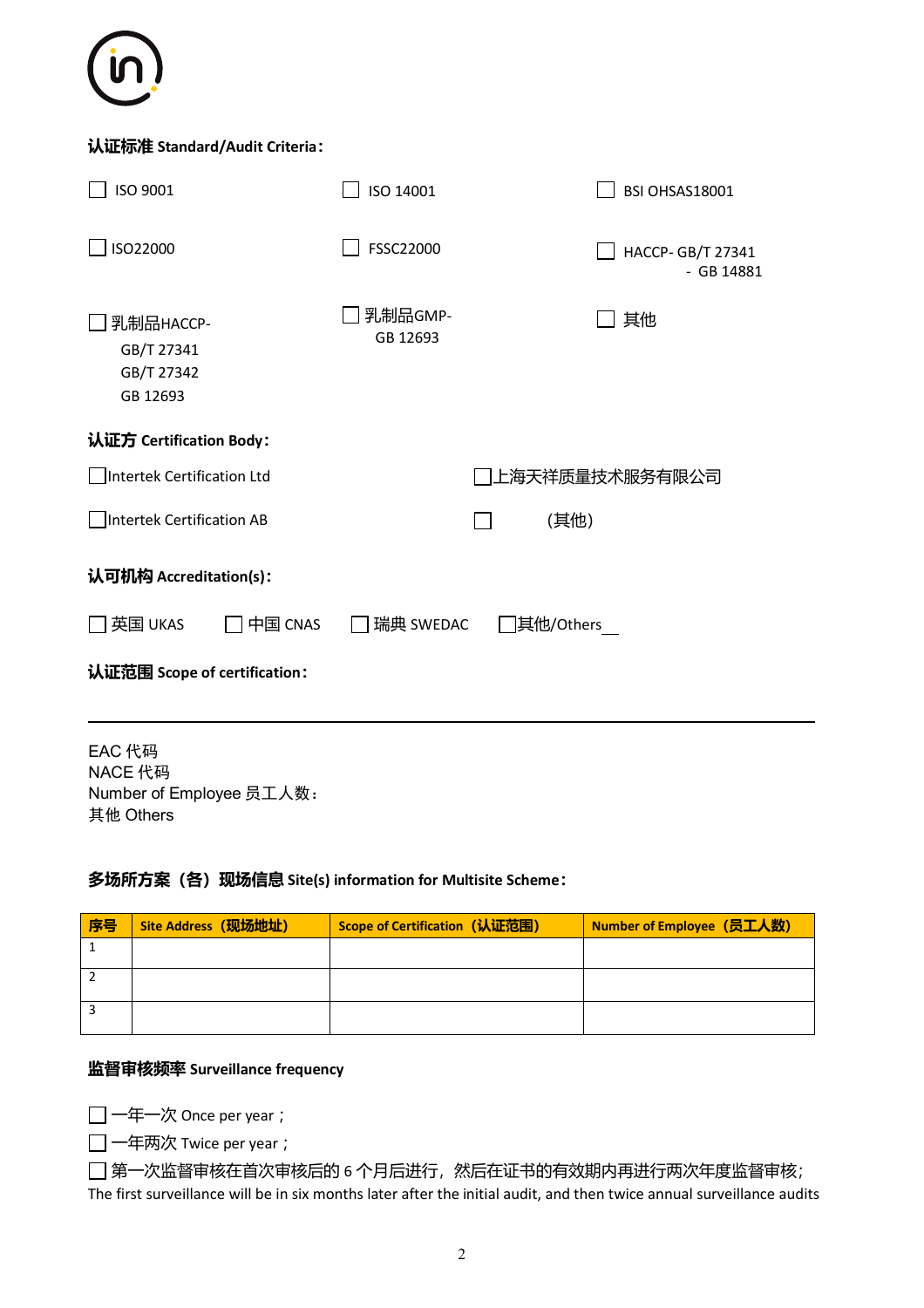**认证标准 Standard/Audit Criteria：**

☐ ISO 9001 ☐ ISO 14001 ☐ BSI OHSAS18001

☐ ISO22000 ☐ FSSC22000 ☐ HACCP- GB/T 27341 - GB 14881

☐ 乳制品HACCP- GB/T 27341 GB/T 27342 GB 12693

☐ 乳制品GMP- GB 12693

☐ 其他

**认证方 Certification Body：**

☐Intertek Certification Ltd ☐上海天祥质量技术服务有限公司

☐Intertek Certification AB ☐ (其他)

**认可机构 Accreditation(s)：**

☐英国 UKAS ☐ 中国 CNAS ☐ 瑞典 SWEDAC ☐其他/Others__

**认证范围 Scope of certification：**

---

EAC 代码
NACE 代码
Number of Employee 员工人数：
其他 Others

**多场所方案（各）现场信息 Site(s) information for Multisite Scheme：**

| 序号 | Site Address（现场地址） | Scope of Certification（认证范围） | Number of Employee（员工人数） |
|---|---|---|---|
| 1 | | | |
| 2 | | | |
| 3 | | | |

**监督审核频率 Surveillance frequency**

☐ 一年一次 Once per year；

☐ 一年两次 Twice per year；

☐ 第一次监督审核在首次审核后的 6 个月后进行，然后在证书的有效期内再进行两次年度监督审核;
The first surveillance will be in six months later after the initial audit, and then twice annual surveillance audits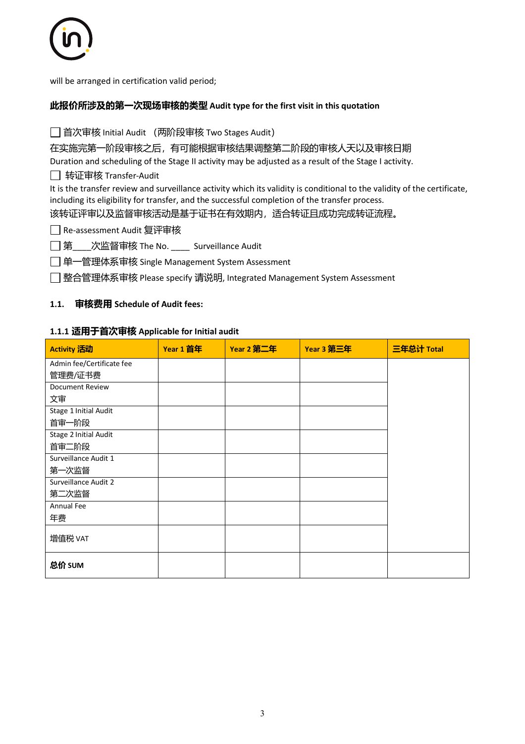will be arranged in certification valid period;

**此报价所涉及的第一次现场审核的类型 Audit type for the first visit in this quotation**

☐ 首次审核 Initial Audit （两阶段审核 Two Stages Audit）

在实施完第一阶段审核之后，有可能根据审核结果调整第二阶段的审核人天以及审核日期

Duration and scheduling of the Stage II activity may be adjusted as a result of the Stage I activity.

☐ 转证审核 Transfer-Audit

It is the transfer review and surveillance activity which its validity is conditional to the validity of the certificate, including its eligibility for transfer, and the successful completion of the transfer process.

该转证评审以及监督审核活动是基于证书在有效期内，适合转证且成功完成转证流程。

☐ Re-assessment Audit 复评审核

☐ 第____次监督审核 The No. ____ Surveillance Audit

☐ 单一管理体系审核 Single Management System Assessment

☐ 整合管理体系审核 Please specify 请说明, Integrated Management System Assessment

### 1.1. 审核费用 Schedule of Audit fees:

#### 1.1.1 适用于首次审核 Applicable for Initial audit

| Activity 活动 | Year 1 首年 | Year 2 第二年 | Year 3 第三年 | 三年总计 Total |
|---|---|---|---|---|
| Admin fee/Certificate fee 管理费/证书费 | | | | |
| Document Review 文审 | | | | |
| Stage 1 Initial Audit 首审一阶段 | | | | |
| Stage 2 Initial Audit 首审二阶段 | | | | |
| Surveillance Audit 1 第一次监督 | | | | |
| Surveillance Audit 2 第二次监督 | | | | |
| Annual Fee 年费 | | | | |
| 增值税 VAT | | | | |
| **总价 SUM** | | | | |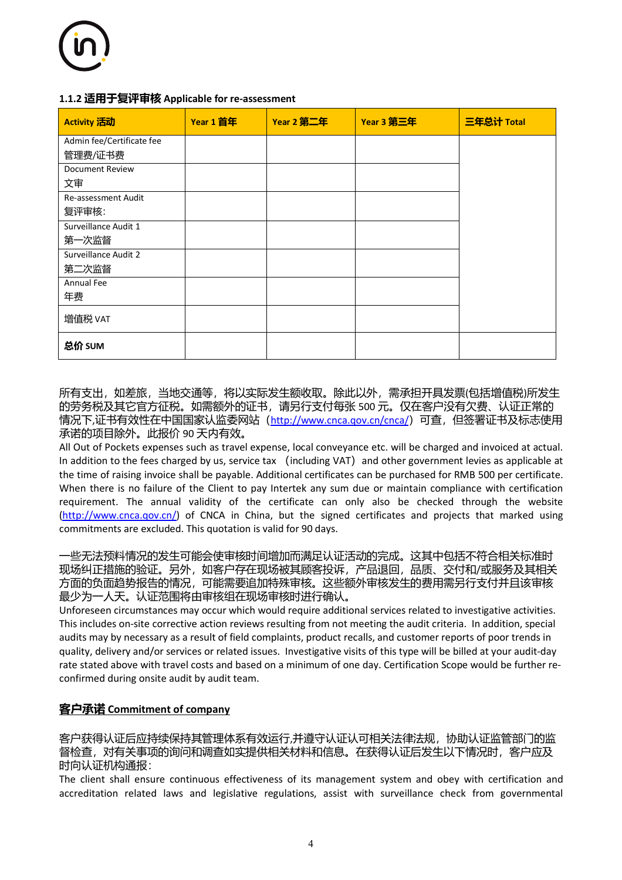### 1.1.2 适用于复评审核 Applicable for re-assessment

| Activity 活动 | Year 1 首年 | Year 2 第二年 | Year 3 第三年 | 三年总计 Total |
|---|---|---|---|---|
| Admin fee/Certificate fee 管理费/证书费 | | | | |
| Document Review 文审 | | | | |
| Re-assessment Audit 复评审核: | | | | |
| Surveillance Audit 1 第一次监督 | | | | |
| Surveillance Audit 2 第二次监督 | | | | |
| Annual Fee 年费 | | | | |
| 增值税 VAT | | | | |
| **总价 SUM** | | | | |

所有支出，如差旅，当地交通等，将以实际发生额收取。除此以外，需承担开具发票(包括增值税)所发生的劳务税及其它官方征税。如需额外的证书，请另行支付每张 500 元。仅在客户没有欠费、认证正常的情况下,证书有效性在中国国家认监委网站（http://www.cnca.gov.cn/cnca/）可查，但签署证书及标志使用承诺的项目除外。此报价 90 天内有效。

All Out of Pockets expenses such as travel expense, local conveyance etc. will be charged and invoiced at actual. In addition to the fees charged by us, service tax （including VAT）and other government levies as applicable at the time of raising invoice shall be payable. Additional certificates can be purchased for RMB 500 per certificate. When there is no failure of the Client to pay Intertek any sum due or maintain compliance with certification requirement. The annual validity of the certificate can only also be checked through the website (http://www.cnca.gov.cn/) of CNCA in China, but the signed certificates and projects that marked using commitments are excluded. This quotation is valid for 90 days.

一些无法预料情况的发生可能会使审核时间增加而满足认证活动的完成。这其中包括不符合相关标准时现场纠正措施的验证。另外，如客户存在现场被其顾客投诉，产品退回，品质、交付和/或服务及其相关方面的负面趋势报告的情况，可能需要追加特殊审核。这些额外审核发生的费用需另行支付并且该审核最少为一人天。认证范围将由审核组在现场审核时进行确认。

Unforeseen circumstances may occur which would require additional services related to investigative activities. This includes on-site corrective action reviews resulting from not meeting the audit criteria. In addition, special audits may by necessary as a result of field complaints, product recalls, and customer reports of poor trends in quality, delivery and/or services or related issues. Investigative visits of this type will be billed at your audit-day rate stated above with travel costs and based on a minimum of one day. Certification Scope would be further re-confirmed during onsite audit by audit team.

**客户承诺 Commitment of company**

客户获得认证后应持续保持其管理体系有效运行,并遵守认证认可相关法律法规，协助认证监管部门的监督检查，对有关事项的询问和调查如实提供相关材料和信息。在获得认证后发生以下情况时，客户应及时向认证机构通报:

The client shall ensure continuous effectiveness of its management system and obey with certification and accreditation related laws and legislative regulations, assist with surveillance check from governmental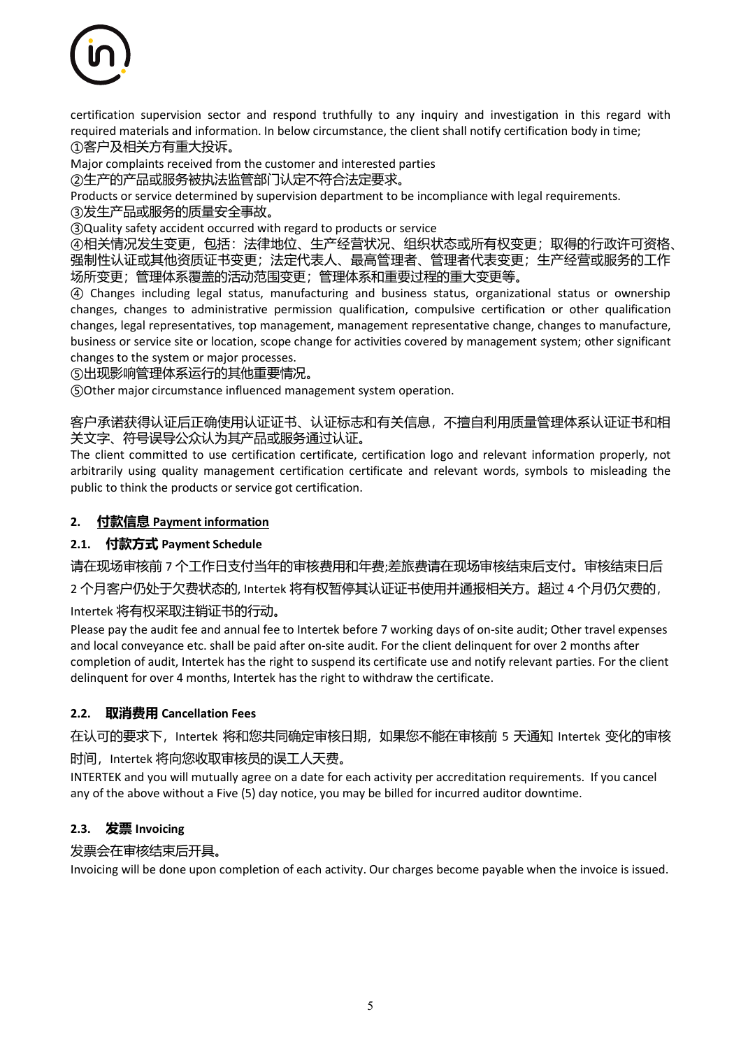certification supervision sector and respond truthfully to any inquiry and investigation in this regard with required materials and information. In below circumstance, the client shall notify certification body in time;

①客户及相关方有重大投诉。

Major complaints received from the customer and interested parties

②生产的产品或服务被执法监管部门认定不符合法定要求。

Products or service determined by supervision department to be incompliance with legal requirements.

③发生产品或服务的质量安全事故。

③Quality safety accident occurred with regard to products or service

④相关情况发生变更，包括：法律地位、生产经营状况、组织状态或所有权变更；取得的行政许可资格、强制性认证或其他资质证书变更；法定代表人、最高管理者、管理者代表变更；生产经营或服务的工作场所变更；管理体系覆盖的活动范围变更；管理体系和重要过程的重大变更等。

④ Changes including legal status, manufacturing and business status, organizational status or ownership changes, changes to administrative permission qualification, compulsive certification or other qualification changes, legal representatives, top management, management representative change, changes to manufacture, business or service site or location, scope change for activities covered by management system; other significant changes to the system or major processes.

⑤出现影响管理体系运行的其他重要情况。

⑤Other major circumstance influenced management system operation.

客户承诺获得认证后正确使用认证证书、认证标志和有关信息，不擅自利用质量管理体系认证证书和相关文字、符号误导公众认为其产品或服务通过认证。

The client committed to use certification certificate, certification logo and relevant information properly, not arbitrarily using quality management certification certificate and relevant words, symbols to misleading the public to think the products or service got certification.

## 2. 付款信息 Payment information

### 2.1. 付款方式 Payment Schedule

请在现场审核前 7 个工作日支付当年的审核费用和年费;差旅费请在现场审核结束后支付。审核结束日后 2 个月客户仍处于欠费状态的, Intertek 将有权暂停其认证证书使用并通报相关方。超过 4 个月仍欠费的，Intertek 将有权采取注销证书的行动。

Please pay the audit fee and annual fee to Intertek before 7 working days of on-site audit; Other travel expenses and local conveyance etc. shall be paid after on-site audit. For the client delinquent for over 2 months after completion of audit, Intertek has the right to suspend its certificate use and notify relevant parties. For the client delinquent for over 4 months, Intertek has the right to withdraw the certificate.

### 2.2. 取消费用 Cancellation Fees

在认可的要求下，Intertek 将和您共同确定审核日期，如果您不能在审核前 5 天通知 Intertek 变化的审核时间，Intertek 将向您收取审核员的误工人天费。

INTERTEK and you will mutually agree on a date for each activity per accreditation requirements. If you cancel any of the above without a Five (5) day notice, you may be billed for incurred auditor downtime.

### 2.3. 发票 Invoicing

发票会在审核结束后开具。

Invoicing will be done upon completion of each activity. Our charges become payable when the invoice is issued.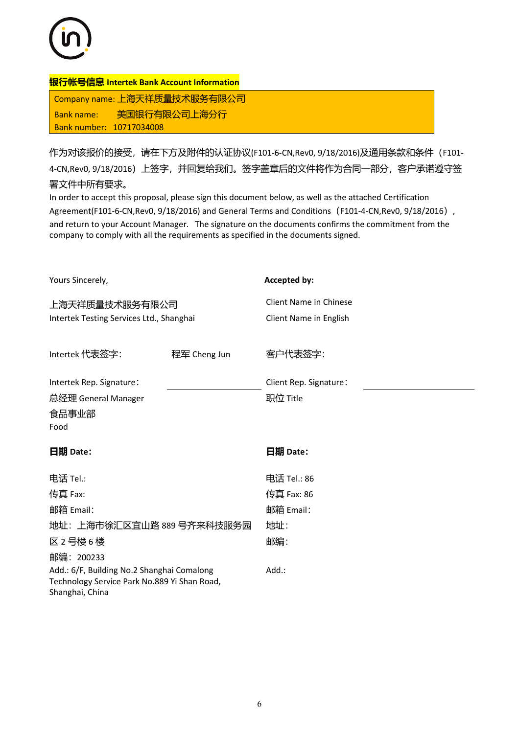**银行帐号信息 Intertek Bank Account Information**

| | |
|---|---|
| Company name: | 上海天祥质量技术服务有限公司 |
| Bank name: | 美国银行有限公司上海分行 |
| Bank number: | 10717034008 |

作为对该报价的接受，请在下方及附件的认证协议(F101-6-CN,Rev0, 9/18/2016)及通用条款和条件（F101-4-CN,Rev0, 9/18/2016）上签字，并回复给我们。签字盖章后的文件将作为合同一部分，客户承诺遵守签署文件中所有要求。

In order to accept this proposal, please sign this document below, as well as the attached Certification Agreement(F101-6-CN,Rev0, 9/18/2016) and General Terms and Conditions（F101-4-CN,Rev0, 9/18/2016）, and return to your Account Manager. The signature on the documents confirms the commitment from the company to comply with all the requirements as specified in the documents signed.

Yours Sincerely,

上海天祥质量技术服务有限公司
Intertek Testing Services Ltd., Shanghai

Intertek 代表签字： 程军 Cheng Jun

Intertek Rep. Signature：\_\_\_\_\_\_\_\_\_\_\_\_\_\_\_\_

总经理 General Manager
食品事业部
Food

**日期 Date：**

电话 Tel.:
传真 Fax:
邮箱 Email：
地址：上海市徐汇区宜山路 889 号齐来科技服务园区 2 号楼 6 楼
邮编：200233
Add.: 6/F, Building No.2 Shanghai Comalong Technology Service Park No.889 Yi Shan Road, Shanghai, China

**Accepted by:**

Client Name in Chinese
Client Name in English

客户代表签字：

Client Rep. Signature：\_\_\_\_\_\_\_\_\_\_\_\_\_\_\_\_

职位 Title

**日期 Date：**

电话 Tel.: 86
传真 Fax: 86
邮箱 Email：
地址：
邮编：
Add.: